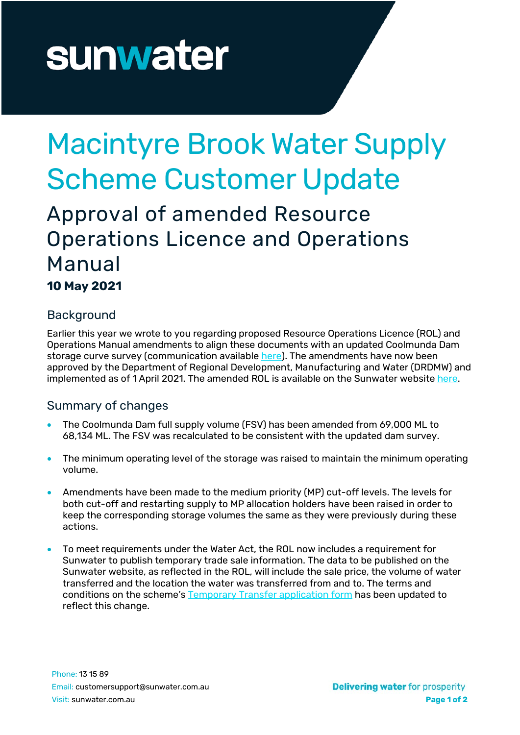# Macintyre Brook Water Supply Scheme Customer Update

## Approval of amended Resource Operations Licence and Operations Manual

**10 May 2021**

### Background

Earlier this year we wrote to you regarding proposed Resource Operations Licence (ROL) and Operations Manual amendments to align these documents with an updated Coolmunda Dam storage curve survey (communication available here). The amendments have now been approved by the Department of Regional Development, Manufacturing and Water (DRDMW) and implemented as of 1 April 2021. The amended ROL is available on the Sunwater website here.

### Summary of changes

- The Coolmunda Dam full supply volume (FSV) has been amended from 69,000 ML to 68,134 ML. The FSV was recalculated to be consistent with the updated dam survey.
- The minimum operating level of the storage was raised to maintain the minimum operating volume.
- Amendments have been made to the medium priority (MP) cut-off levels. The levels for both cut-off and restarting supply to MP allocation holders have been raised in order to keep the corresponding storage volumes the same as they were previously during these actions.
- To meet requirements under the Water Act, the ROL now includes a requirement for Sunwater to publish temporary trade sale information. The data to be published on the Sunwater website, as reflected in the ROL, will include the sale price, the volume of water transferred and the location the water was transferred from and to. The terms and conditions on the scheme's Temporary Transfer application form has been updated to reflect this change.

Phone: 13 15 89
Email: customersupport@sunwater.com.au
Visit: sunwater.com.au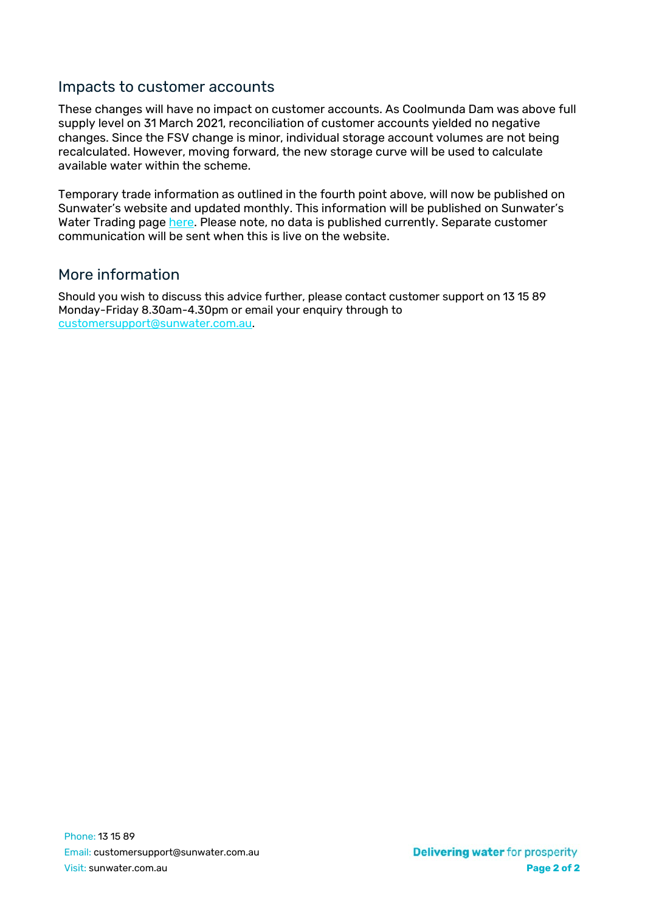## Impacts to customer accounts

These changes will have no impact on customer accounts. As Coolmunda Dam was above full supply level on 31 March 2021, reconciliation of customer accounts yielded no negative changes. Since the FSV change is minor, individual storage account volumes are not being recalculated. However, moving forward, the new storage curve will be used to calculate available water within the scheme.

Temporary trade information as outlined in the fourth point above, will now be published on Sunwater's website and updated monthly. This information will be published on Sunwater's Water Trading page here. Please note, no data is published currently. Separate customer communication will be sent when this is live on the website.

## More information

Should you wish to discuss this advice further, please contact customer support on 13 15 89 Monday-Friday 8.30am-4.30pm or email your enquiry through to customersupport@sunwater.com.au.